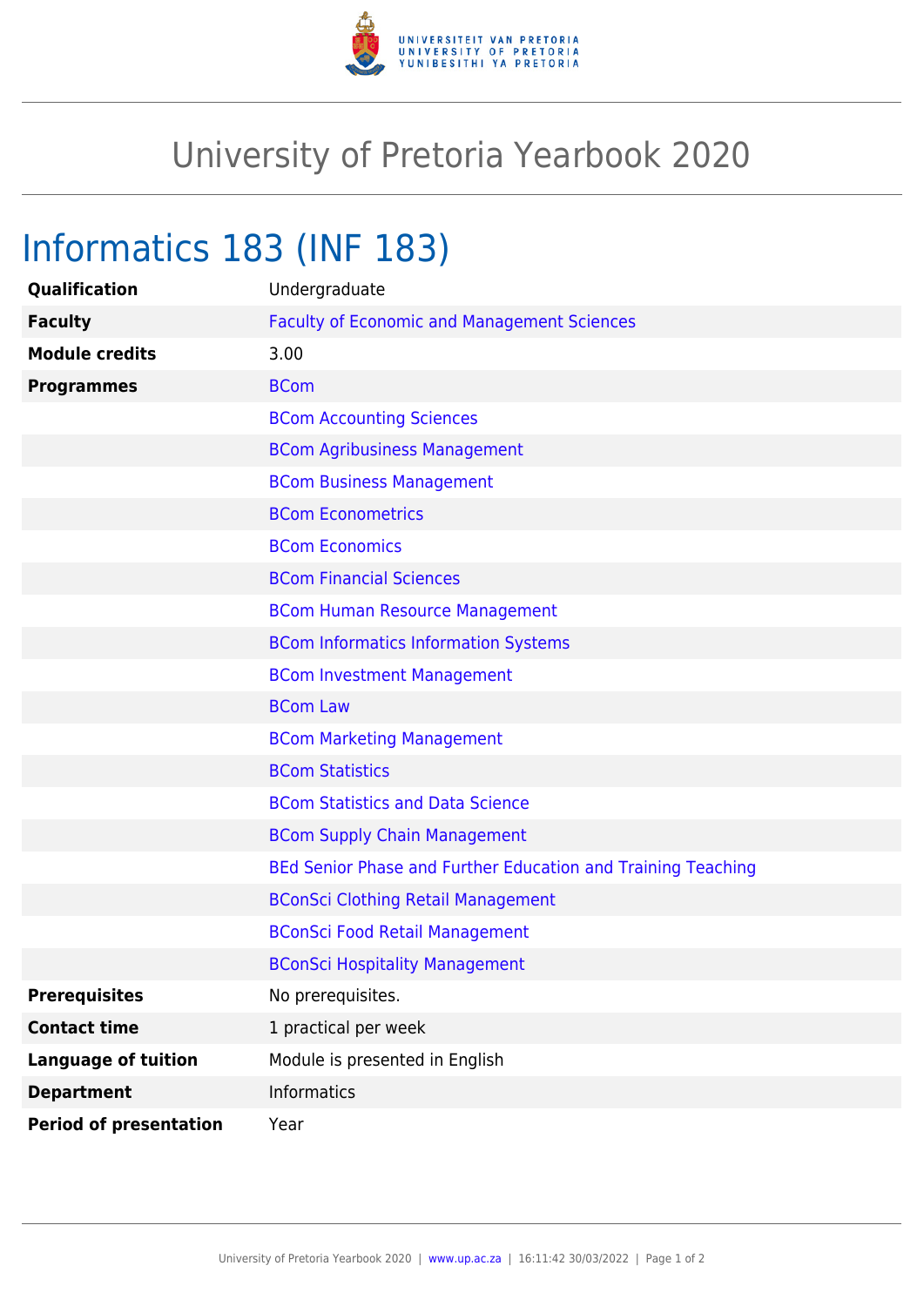# University of Pretoria Yearbook 2020

## Informatics 183 (INF 183)

| | |
|---|---|
| **Qualification** | Undergraduate |
| **Faculty** | Faculty of Economic and Management Sciences |
| **Module credits** | 3.00 |
| **Programmes** | BCom |
| | BCom Accounting Sciences |
| | BCom Agribusiness Management |
| | BCom Business Management |
| | BCom Econometrics |
| | BCom Economics |
| | BCom Financial Sciences |
| | BCom Human Resource Management |
| | BCom Informatics Information Systems |
| | BCom Investment Management |
| | BCom Law |
| | BCom Marketing Management |
| | BCom Statistics |
| | BCom Statistics and Data Science |
| | BCom Supply Chain Management |
| | BEd Senior Phase and Further Education and Training Teaching |
| | BConSci Clothing Retail Management |
| | BConSci Food Retail Management |
| | BConSci Hospitality Management |
| **Prerequisites** | No prerequisites. |
| **Contact time** | 1 practical per week |
| **Language of tuition** | Module is presented in English |
| **Department** | Informatics |
| **Period of presentation** | Year |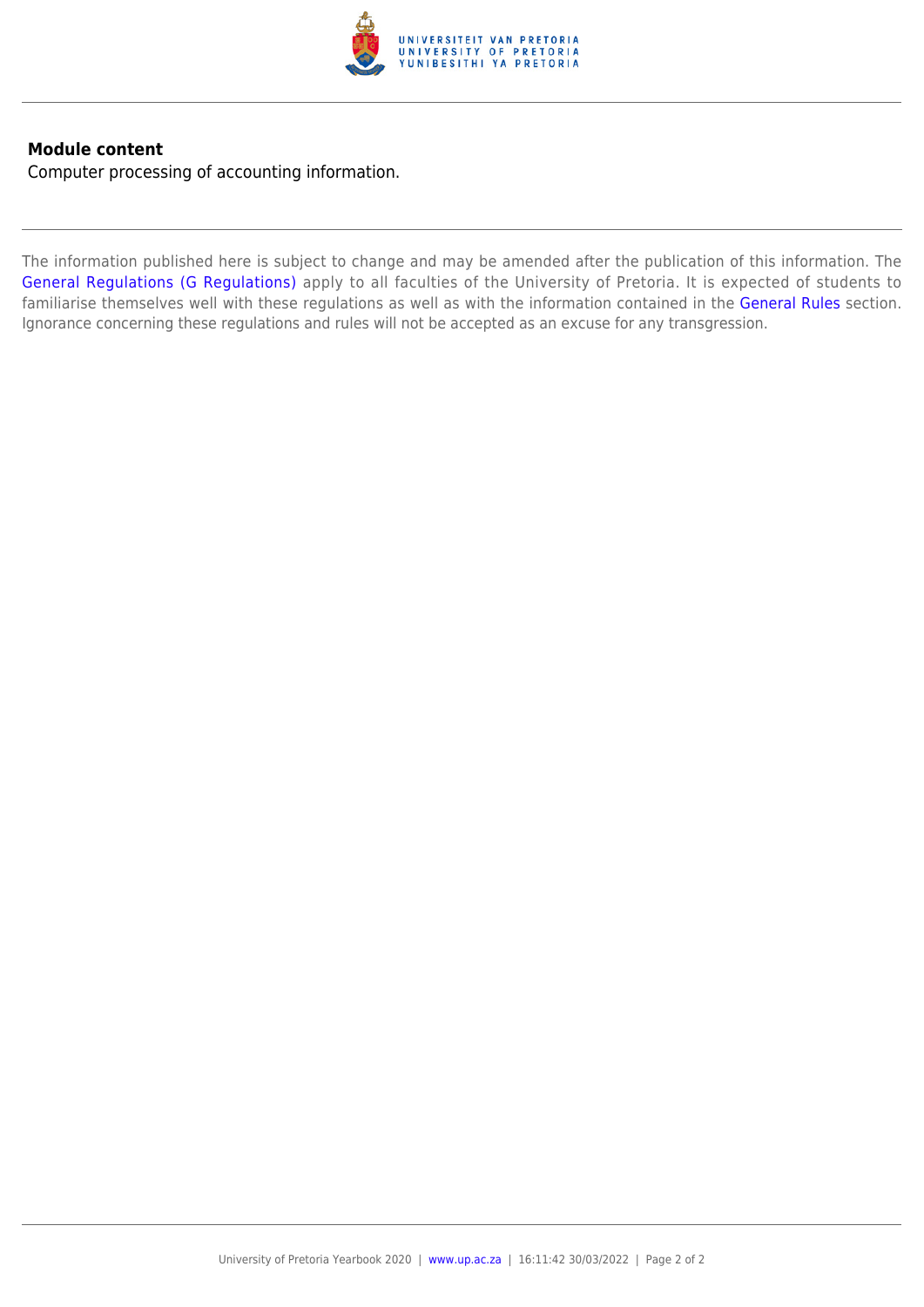**Module content**

Computer processing of accounting information.

The information published here is subject to change and may be amended after the publication of this information. The General Regulations (G Regulations) apply to all faculties of the University of Pretoria. It is expected of students to familiarise themselves well with these regulations as well as with the information contained in the General Rules section. Ignorance concerning these regulations and rules will not be accepted as an excuse for any transgression.